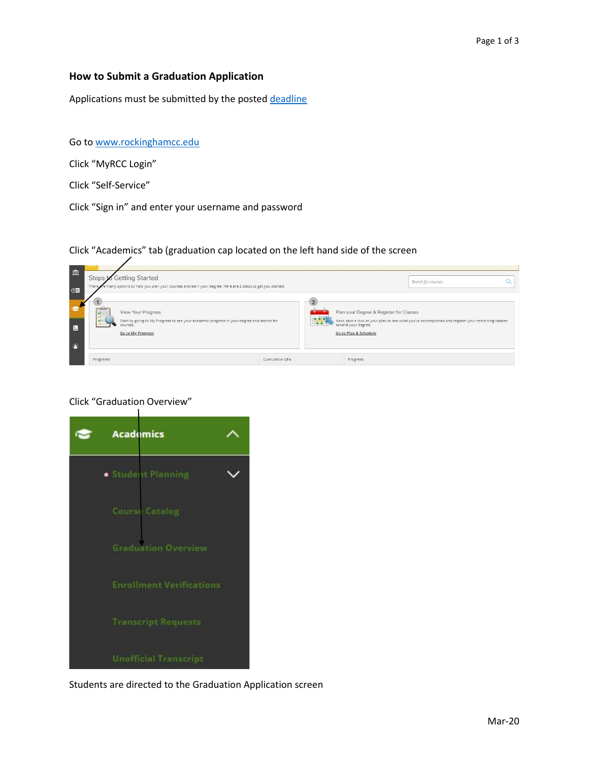## How to Submit a Graduation Application

Applications must be submitted by the posted deadline

Go to www.rockinghamcc.edu

Click "MyRCC Login"

Click "Self-Service"

Click "Sign in" and enter your username and password

Click "Academics" tab (graduation cap located on the left hand side of the screen

Click "Graduation Overview"

Students are directed to the Graduation Application screen

Mar-20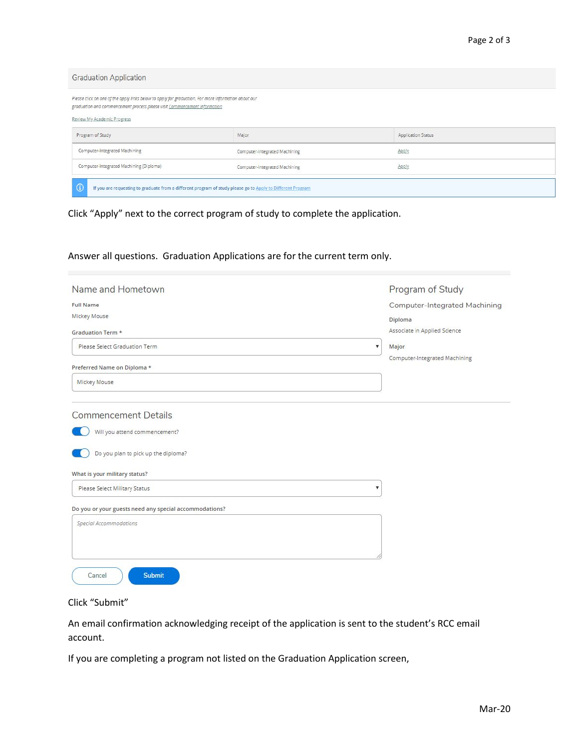## Graduation Application

Please click on one of the apply links below to apply for graduation. For more information about our graduation and commencement process please visit Commencement Information

Review My Academic Progress

| Program of Study | Major | Application Status |
| --- | --- | --- |
| Computer-Integrated Machining | Computer-Integrated Machining | Apply |
| Computer-Integrated Machining (Diploma) | Computer-Integrated Machining | Apply |

If you are requesting to graduate from a different program of study please go to Apply to Different Program

Click "Apply" next to the correct program of study to complete the application.

Answer all questions. Graduation Applications are for the current term only.

### Name and Hometown

Full Name

Mickey Mouse

Graduation Term *

Please Select Graduation Term

Preferred Name on Diploma *

Mickey Mouse

### Program of Study

Computer-Integrated Machining

Diploma

Associate in Applied Science

Major

Computer-Integrated Machining

### Commencement Details

Will you attend commencement?

Do you plan to pick up the diploma?

What is your military status?

Please Select Military Status

Do you or your guests need any special accommodations?

*Special Accommodations*

Cancel | Submit

Click "Submit"

An email confirmation acknowledging receipt of the application is sent to the student's RCC email account.

If you are completing a program not listed on the Graduation Application screen,

Mar-20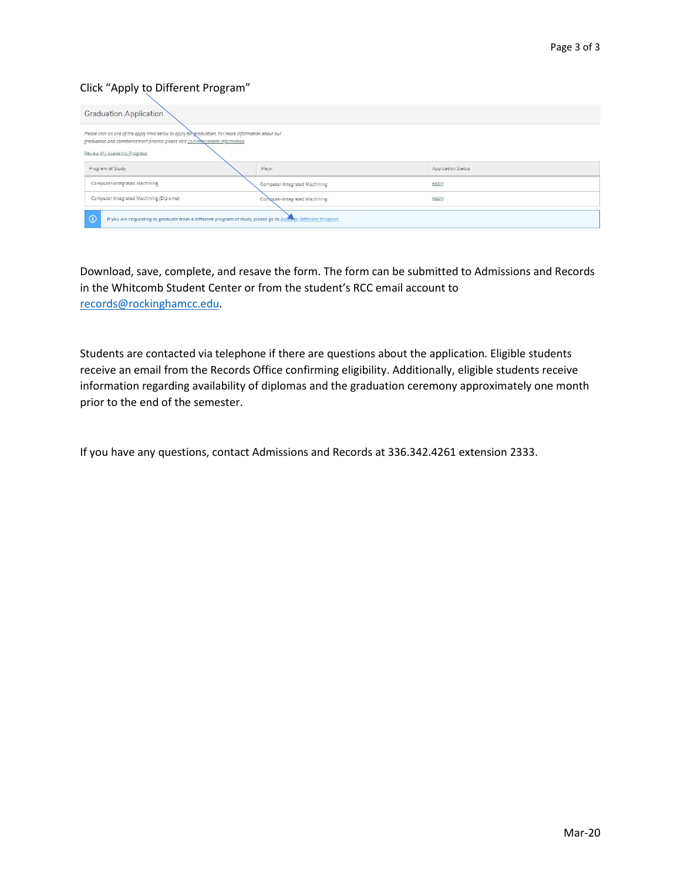Click "Apply to Different Program"

Graduation Application

*Please click on one of the apply links below to apply for graduation. For more information about our graduation and commencement process please visit Commencement Information*

Review My Academic Progress

| Program of Study | Major | Application Status |
|---|---|---|
| Computer-Integrated Machining | Computer-Integrated Machining | Apply |
| Computer-Integrated Machining (Diploma) | Computer-Integrated Machining | Apply |

If you are requesting to graduate from a different program of study please go to Apply to Different Program

Download, save, complete, and resave the form. The form can be submitted to Admissions and Records in the Whitcomb Student Center or from the student's RCC email account to records@rockinghamcc.edu.

Students are contacted via telephone if there are questions about the application. Eligible students receive an email from the Records Office confirming eligibility. Additionally, eligible students receive information regarding availability of diplomas and the graduation ceremony approximately one month prior to the end of the semester.

If you have any questions, contact Admissions and Records at 336.342.4261 extension 2333.

Mar-20